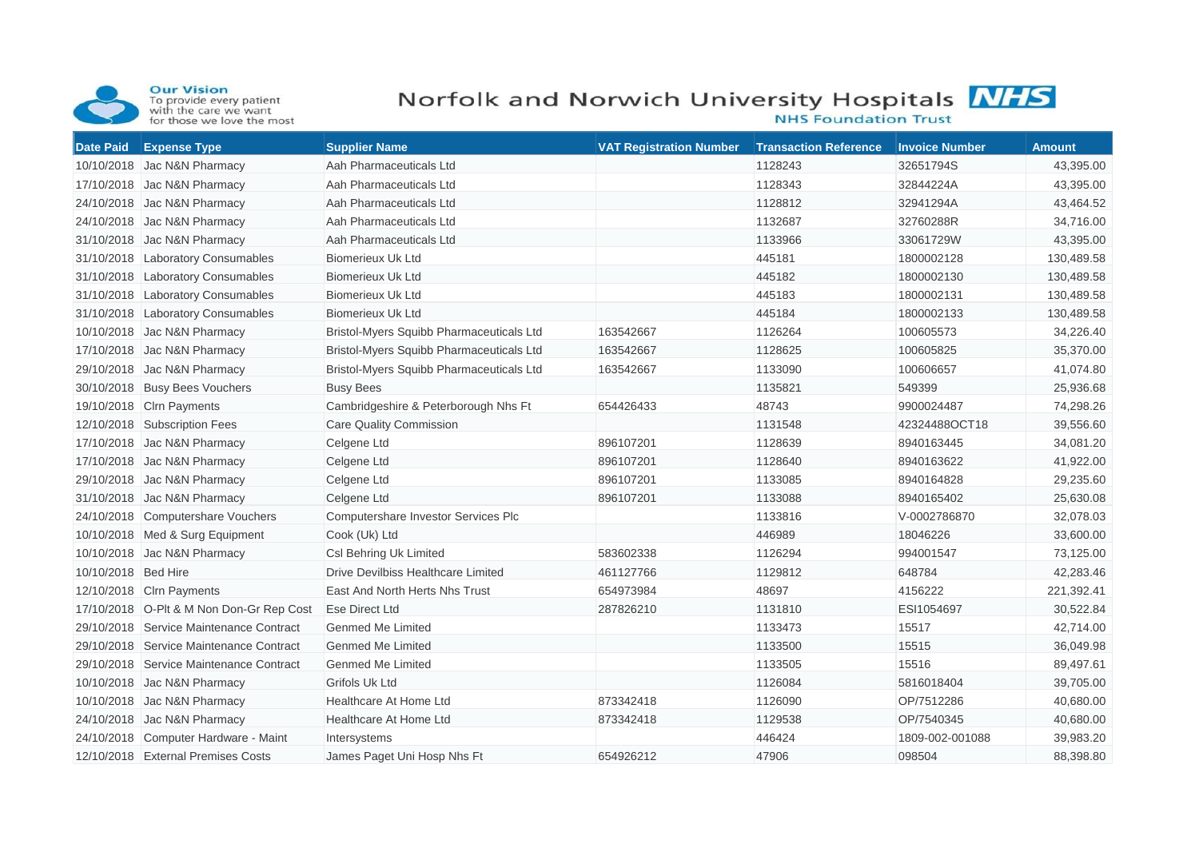Our Vision
To provide every patient with the care we want for those we love the most

# Norfolk and Norwich University Hospitals NHS Foundation Trust

| Date Paid | Expense Type | Supplier Name | VAT Registration Number | Transaction Reference | Invoice Number | Amount |
|---|---|---|---|---|---|---|
| 10/10/2018 | Jac N&N Pharmacy | Aah Pharmaceuticals Ltd | | 1128243 | 32651794S | 43,395.00 |
| 17/10/2018 | Jac N&N Pharmacy | Aah Pharmaceuticals Ltd | | 1128343 | 32844224A | 43,395.00 |
| 24/10/2018 | Jac N&N Pharmacy | Aah Pharmaceuticals Ltd | | 1128812 | 32941294A | 43,464.52 |
| 24/10/2018 | Jac N&N Pharmacy | Aah Pharmaceuticals Ltd | | 1132687 | 32760288R | 34,716.00 |
| 31/10/2018 | Jac N&N Pharmacy | Aah Pharmaceuticals Ltd | | 1133966 | 33061729W | 43,395.00 |
| 31/10/2018 | Laboratory Consumables | Biomerieux Uk Ltd | | 445181 | 1800002128 | 130,489.58 |
| 31/10/2018 | Laboratory Consumables | Biomerieux Uk Ltd | | 445182 | 1800002130 | 130,489.58 |
| 31/10/2018 | Laboratory Consumables | Biomerieux Uk Ltd | | 445183 | 1800002131 | 130,489.58 |
| 31/10/2018 | Laboratory Consumables | Biomerieux Uk Ltd | | 445184 | 1800002133 | 130,489.58 |
| 10/10/2018 | Jac N&N Pharmacy | Bristol-Myers Squibb Pharmaceuticals Ltd | 163542667 | 1126264 | 100605573 | 34,226.40 |
| 17/10/2018 | Jac N&N Pharmacy | Bristol-Myers Squibb Pharmaceuticals Ltd | 163542667 | 1128625 | 100605825 | 35,370.00 |
| 29/10/2018 | Jac N&N Pharmacy | Bristol-Myers Squibb Pharmaceuticals Ltd | 163542667 | 1133090 | 100606657 | 41,074.80 |
| 30/10/2018 | Busy Bees Vouchers | Busy Bees | | 1135821 | 549399 | 25,936.68 |
| 19/10/2018 | Clrn Payments | Cambridgeshire & Peterborough Nhs Ft | 654426433 | 48743 | 9900024487 | 74,298.26 |
| 12/10/2018 | Subscription Fees | Care Quality Commission | | 1131548 | 42324488OCT18 | 39,556.60 |
| 17/10/2018 | Jac N&N Pharmacy | Celgene Ltd | 896107201 | 1128639 | 8940163445 | 34,081.20 |
| 17/10/2018 | Jac N&N Pharmacy | Celgene Ltd | 896107201 | 1128640 | 8940163622 | 41,922.00 |
| 29/10/2018 | Jac N&N Pharmacy | Celgene Ltd | 896107201 | 1133085 | 8940164828 | 29,235.60 |
| 31/10/2018 | Jac N&N Pharmacy | Celgene Ltd | 896107201 | 1133088 | 8940165402 | 25,630.08 |
| 24/10/2018 | Computershare Vouchers | Computershare Investor Services Plc | | 1133816 | V-0002786870 | 32,078.03 |
| 10/10/2018 | Med & Surg Equipment | Cook (Uk) Ltd | | 446989 | 18046226 | 33,600.00 |
| 10/10/2018 | Jac N&N Pharmacy | Csl Behring Uk Limited | 583602338 | 1126294 | 994001547 | 73,125.00 |
| 10/10/2018 | Bed Hire | Drive Devilbiss Healthcare Limited | 461127766 | 1129812 | 648784 | 42,283.46 |
| 12/10/2018 | Clrn Payments | East And North Herts Nhs Trust | 654973984 | 48697 | 4156222 | 221,392.41 |
| 17/10/2018 | O-Plt & M Non Don-Gr Rep Cost | Ese Direct Ltd | 287826210 | 1131810 | ESI1054697 | 30,522.84 |
| 29/10/2018 | Service Maintenance Contract | Genmed Me Limited | | 1133473 | 15517 | 42,714.00 |
| 29/10/2018 | Service Maintenance Contract | Genmed Me Limited | | 1133500 | 15515 | 36,049.98 |
| 29/10/2018 | Service Maintenance Contract | Genmed Me Limited | | 1133505 | 15516 | 89,497.61 |
| 10/10/2018 | Jac N&N Pharmacy | Grifols Uk Ltd | | 1126084 | 5816018404 | 39,705.00 |
| 10/10/2018 | Jac N&N Pharmacy | Healthcare At Home Ltd | 873342418 | 1126090 | OP/7512286 | 40,680.00 |
| 24/10/2018 | Jac N&N Pharmacy | Healthcare At Home Ltd | 873342418 | 1129538 | OP/7540345 | 40,680.00 |
| 24/10/2018 | Computer Hardware - Maint | Intersystems | | 446424 | 1809-002-001088 | 39,983.20 |
| 12/10/2018 | External Premises Costs | James Paget Uni Hosp Nhs Ft | 654926212 | 47906 | 098504 | 88,398.80 |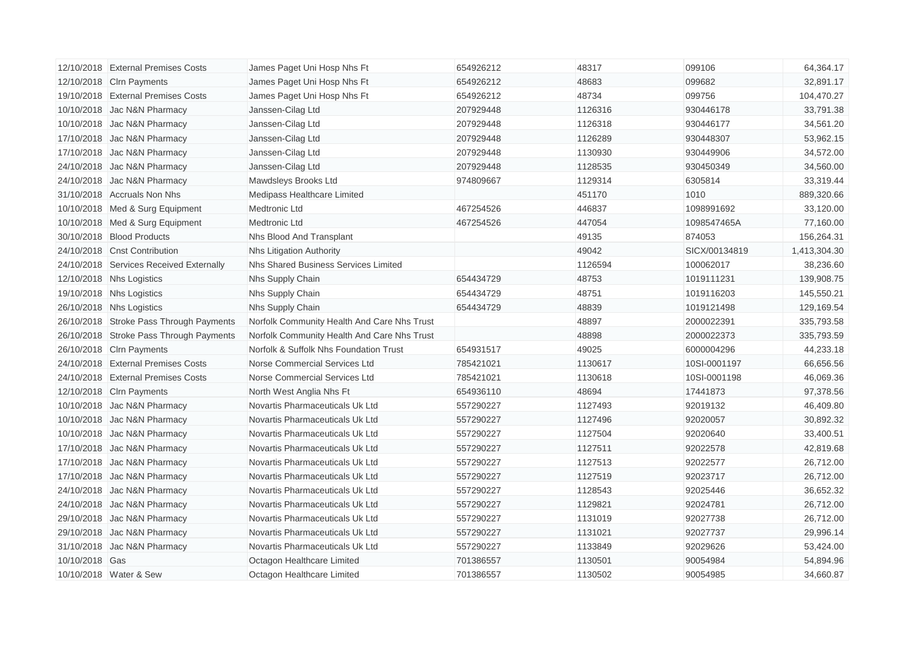| | | | | | | |
|---|---|---|---|---|---|---|
| 12/10/2018 | External Premises Costs | James Paget Uni Hosp Nhs Ft | 654926212 | 48317 | 099106 | 64,364.17 |
| 12/10/2018 | Clrn Payments | James Paget Uni Hosp Nhs Ft | 654926212 | 48683 | 099682 | 32,891.17 |
| 19/10/2018 | External Premises Costs | James Paget Uni Hosp Nhs Ft | 654926212 | 48734 | 099756 | 104,470.27 |
| 10/10/2018 | Jac N&N Pharmacy | Janssen-Cilag Ltd | 207929448 | 1126316 | 930446178 | 33,791.38 |
| 10/10/2018 | Jac N&N Pharmacy | Janssen-Cilag Ltd | 207929448 | 1126318 | 930446177 | 34,561.20 |
| 17/10/2018 | Jac N&N Pharmacy | Janssen-Cilag Ltd | 207929448 | 1126289 | 930448307 | 53,962.15 |
| 17/10/2018 | Jac N&N Pharmacy | Janssen-Cilag Ltd | 207929448 | 1130930 | 930449906 | 34,572.00 |
| 24/10/2018 | Jac N&N Pharmacy | Janssen-Cilag Ltd | 207929448 | 1128535 | 930450349 | 34,560.00 |
| 24/10/2018 | Jac N&N Pharmacy | Mawdsleys Brooks Ltd | 974809667 | 1129314 | 6305814 | 33,319.44 |
| 31/10/2018 | Accruals Non Nhs | Medipass Healthcare Limited | | 451170 | 1010 | 889,320.66 |
| 10/10/2018 | Med & Surg Equipment | Medtronic Ltd | 467254526 | 446837 | 1098991692 | 33,120.00 |
| 10/10/2018 | Med & Surg Equipment | Medtronic Ltd | 467254526 | 447054 | 1098547465A | 77,160.00 |
| 30/10/2018 | Blood Products | Nhs Blood And Transplant | | 49135 | 874053 | 156,264.31 |
| 24/10/2018 | Cnst Contribution | Nhs Litigation Authority | | 49042 | SICX/00134819 | 1,413,304.30 |
| 24/10/2018 | Services Received Externally | Nhs Shared Business Services Limited | | 1126594 | 100062017 | 38,236.60 |
| 12/10/2018 | Nhs Logistics | Nhs Supply Chain | 654434729 | 48753 | 1019111231 | 139,908.75 |
| 19/10/2018 | Nhs Logistics | Nhs Supply Chain | 654434729 | 48751 | 1019116203 | 145,550.21 |
| 26/10/2018 | Nhs Logistics | Nhs Supply Chain | 654434729 | 48839 | 1019121498 | 129,169.54 |
| 26/10/2018 | Stroke Pass Through Payments | Norfolk Community Health And Care Nhs Trust | | 48897 | 2000022391 | 335,793.58 |
| 26/10/2018 | Stroke Pass Through Payments | Norfolk Community Health And Care Nhs Trust | | 48898 | 2000022373 | 335,793.59 |
| 26/10/2018 | Clrn Payments | Norfolk & Suffolk Nhs Foundation Trust | 654931517 | 49025 | 6000004296 | 44,233.18 |
| 24/10/2018 | External Premises Costs | Norse Commercial Services Ltd | 785421021 | 1130617 | 10SI-0001197 | 66,656.56 |
| 24/10/2018 | External Premises Costs | Norse Commercial Services Ltd | 785421021 | 1130618 | 10SI-0001198 | 46,069.36 |
| 12/10/2018 | Clrn Payments | North West Anglia Nhs Ft | 654936110 | 48694 | 17441873 | 97,378.56 |
| 10/10/2018 | Jac N&N Pharmacy | Novartis Pharmaceuticals Uk Ltd | 557290227 | 1127493 | 92019132 | 46,409.80 |
| 10/10/2018 | Jac N&N Pharmacy | Novartis Pharmaceuticals Uk Ltd | 557290227 | 1127496 | 92020057 | 30,892.32 |
| 10/10/2018 | Jac N&N Pharmacy | Novartis Pharmaceuticals Uk Ltd | 557290227 | 1127504 | 92020640 | 33,400.51 |
| 17/10/2018 | Jac N&N Pharmacy | Novartis Pharmaceuticals Uk Ltd | 557290227 | 1127511 | 92022578 | 42,819.68 |
| 17/10/2018 | Jac N&N Pharmacy | Novartis Pharmaceuticals Uk Ltd | 557290227 | 1127513 | 92022577 | 26,712.00 |
| 17/10/2018 | Jac N&N Pharmacy | Novartis Pharmaceuticals Uk Ltd | 557290227 | 1127519 | 92023717 | 26,712.00 |
| 24/10/2018 | Jac N&N Pharmacy | Novartis Pharmaceuticals Uk Ltd | 557290227 | 1128543 | 92025446 | 36,652.32 |
| 24/10/2018 | Jac N&N Pharmacy | Novartis Pharmaceuticals Uk Ltd | 557290227 | 1129821 | 92024781 | 26,712.00 |
| 29/10/2018 | Jac N&N Pharmacy | Novartis Pharmaceuticals Uk Ltd | 557290227 | 1131019 | 92027738 | 26,712.00 |
| 29/10/2018 | Jac N&N Pharmacy | Novartis Pharmaceuticals Uk Ltd | 557290227 | 1131021 | 92027737 | 29,996.14 |
| 31/10/2018 | Jac N&N Pharmacy | Novartis Pharmaceuticals Uk Ltd | 557290227 | 1133849 | 92029626 | 53,424.00 |
| 10/10/2018 | Gas | Octagon Healthcare Limited | 701386557 | 1130501 | 90054984 | 54,894.96 |
| 10/10/2018 | Water & Sew | Octagon Healthcare Limited | 701386557 | 1130502 | 90054985 | 34,660.87 |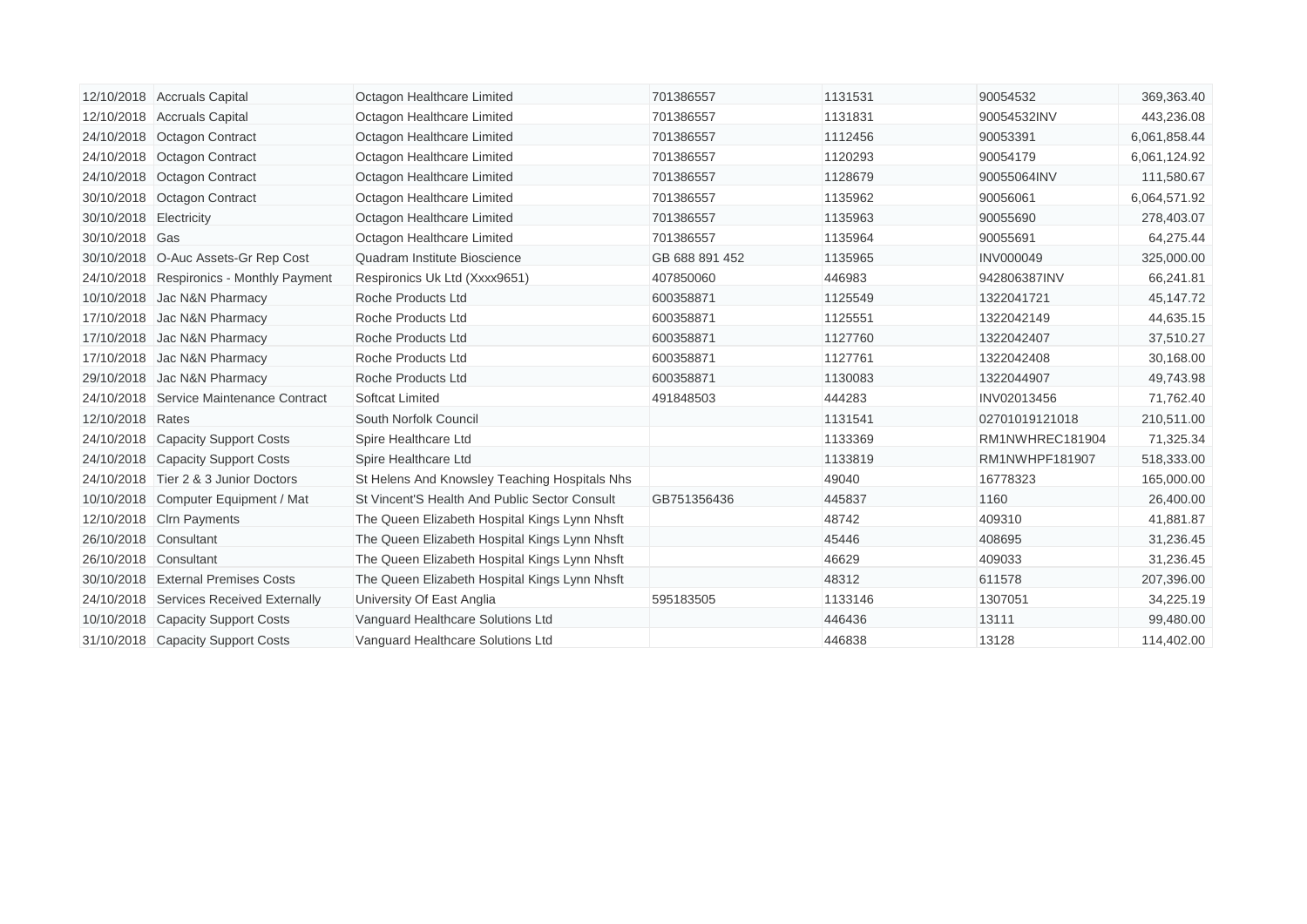| | | | | | | |
|---|---|---|---|---|---|---|
| 12/10/2018 | Accruals Capital | Octagon Healthcare Limited | 701386557 | 1131531 | 90054532 | 369,363.40 |
| 12/10/2018 | Accruals Capital | Octagon Healthcare Limited | 701386557 | 1131831 | 90054532INV | 443,236.08 |
| 24/10/2018 | Octagon Contract | Octagon Healthcare Limited | 701386557 | 1112456 | 90053391 | 6,061,858.44 |
| 24/10/2018 | Octagon Contract | Octagon Healthcare Limited | 701386557 | 1120293 | 90054179 | 6,061,124.92 |
| 24/10/2018 | Octagon Contract | Octagon Healthcare Limited | 701386557 | 1128679 | 90055064INV | 111,580.67 |
| 30/10/2018 | Octagon Contract | Octagon Healthcare Limited | 701386557 | 1135962 | 90056061 | 6,064,571.92 |
| 30/10/2018 | Electricity | Octagon Healthcare Limited | 701386557 | 1135963 | 90055690 | 278,403.07 |
| 30/10/2018 | Gas | Octagon Healthcare Limited | 701386557 | 1135964 | 90055691 | 64,275.44 |
| 30/10/2018 | O-Auc Assets-Gr Rep Cost | Quadram Institute Bioscience | GB 688 891 452 | 1135965 | INV000049 | 325,000.00 |
| 24/10/2018 | Respironics - Monthly Payment | Respironics Uk Ltd (Xxxx9651) | 407850060 | 446983 | 942806387INV | 66,241.81 |
| 10/10/2018 | Jac N&N Pharmacy | Roche Products Ltd | 600358871 | 1125549 | 1322041721 | 45,147.72 |
| 17/10/2018 | Jac N&N Pharmacy | Roche Products Ltd | 600358871 | 1125551 | 1322042149 | 44,635.15 |
| 17/10/2018 | Jac N&N Pharmacy | Roche Products Ltd | 600358871 | 1127760 | 1322042407 | 37,510.27 |
| 17/10/2018 | Jac N&N Pharmacy | Roche Products Ltd | 600358871 | 1127761 | 1322042408 | 30,168.00 |
| 29/10/2018 | Jac N&N Pharmacy | Roche Products Ltd | 600358871 | 1130083 | 1322044907 | 49,743.98 |
| 24/10/2018 | Service Maintenance Contract | Softcat Limited | 491848503 | 444283 | INV02013456 | 71,762.40 |
| 12/10/2018 | Rates | South Norfolk Council | | 1131541 | 02701019121018 | 210,511.00 |
| 24/10/2018 | Capacity Support Costs | Spire Healthcare Ltd | | 1133369 | RM1NWHREC181904 | 71,325.34 |
| 24/10/2018 | Capacity Support Costs | Spire Healthcare Ltd | | 1133819 | RM1NWHPF181907 | 518,333.00 |
| 24/10/2018 | Tier 2 & 3 Junior Doctors | St Helens And Knowsley Teaching Hospitals Nhs | | 49040 | 16778323 | 165,000.00 |
| 10/10/2018 | Computer Equipment / Mat | St Vincent'S Health And Public Sector Consult | GB751356436 | 445837 | 1160 | 26,400.00 |
| 12/10/2018 | Clrn Payments | The Queen Elizabeth Hospital Kings Lynn Nhsft | | 48742 | 409310 | 41,881.87 |
| 26/10/2018 | Consultant | The Queen Elizabeth Hospital Kings Lynn Nhsft | | 45446 | 408695 | 31,236.45 |
| 26/10/2018 | Consultant | The Queen Elizabeth Hospital Kings Lynn Nhsft | | 46629 | 409033 | 31,236.45 |
| 30/10/2018 | External Premises Costs | The Queen Elizabeth Hospital Kings Lynn Nhsft | | 48312 | 611578 | 207,396.00 |
| 24/10/2018 | Services Received Externally | University Of East Anglia | 595183505 | 1133146 | 1307051 | 34,225.19 |
| 10/10/2018 | Capacity Support Costs | Vanguard Healthcare Solutions Ltd | | 446436 | 13111 | 99,480.00 |
| 31/10/2018 | Capacity Support Costs | Vanguard Healthcare Solutions Ltd | | 446838 | 13128 | 114,402.00 |